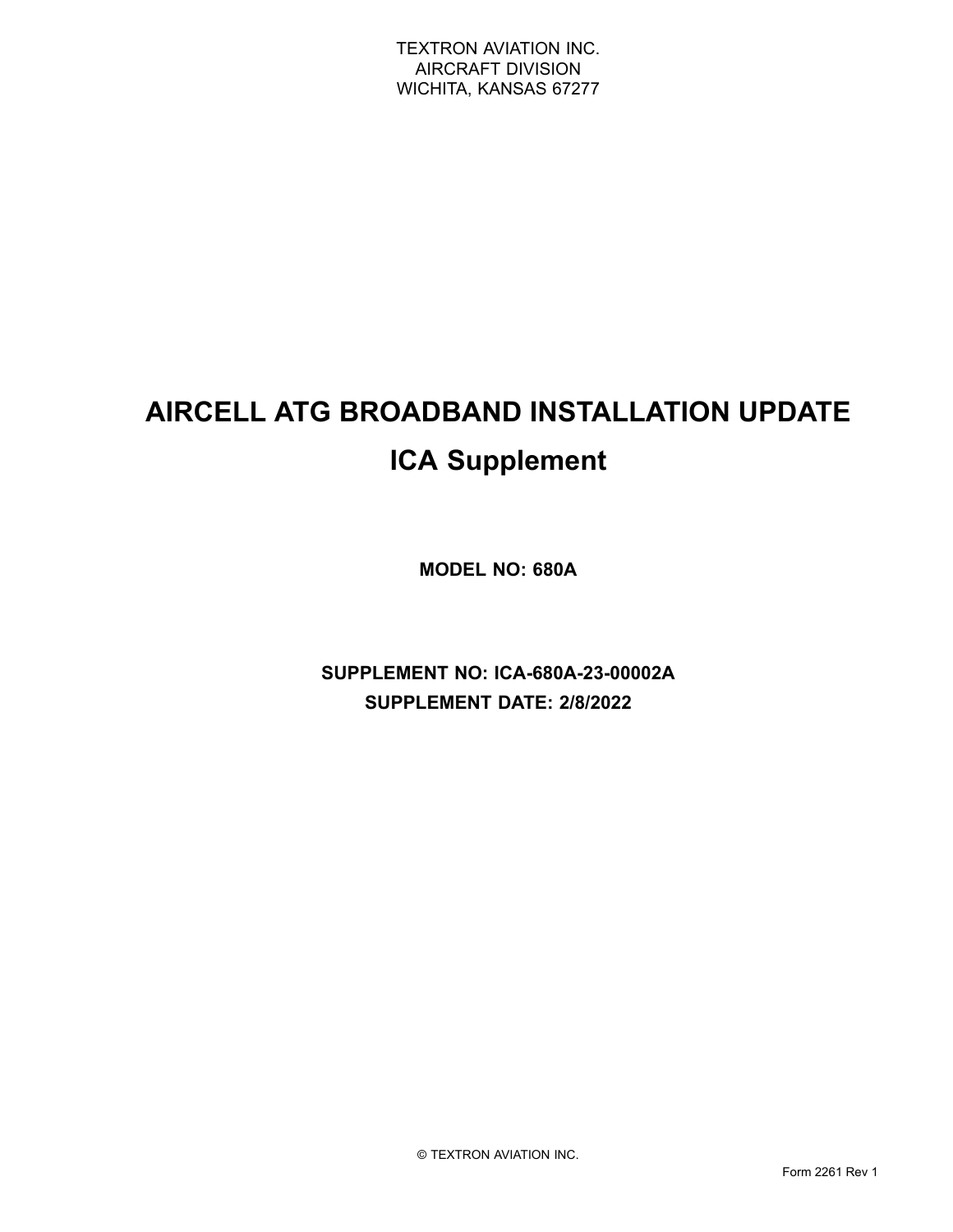TEXTRON AVIATION INC.
AIRCRAFT DIVISION
WICHITA, KANSAS 67277

# AIRCELL ATG BROADBAND INSTALLATION UPDATE

# ICA Supplement

**MODEL NO: 680A**

**SUPPLEMENT NO: ICA-680A-23-00002A**

**SUPPLEMENT DATE: 2/8/2022**

© TEXTRON AVIATION INC.

Form 2261 Rev 1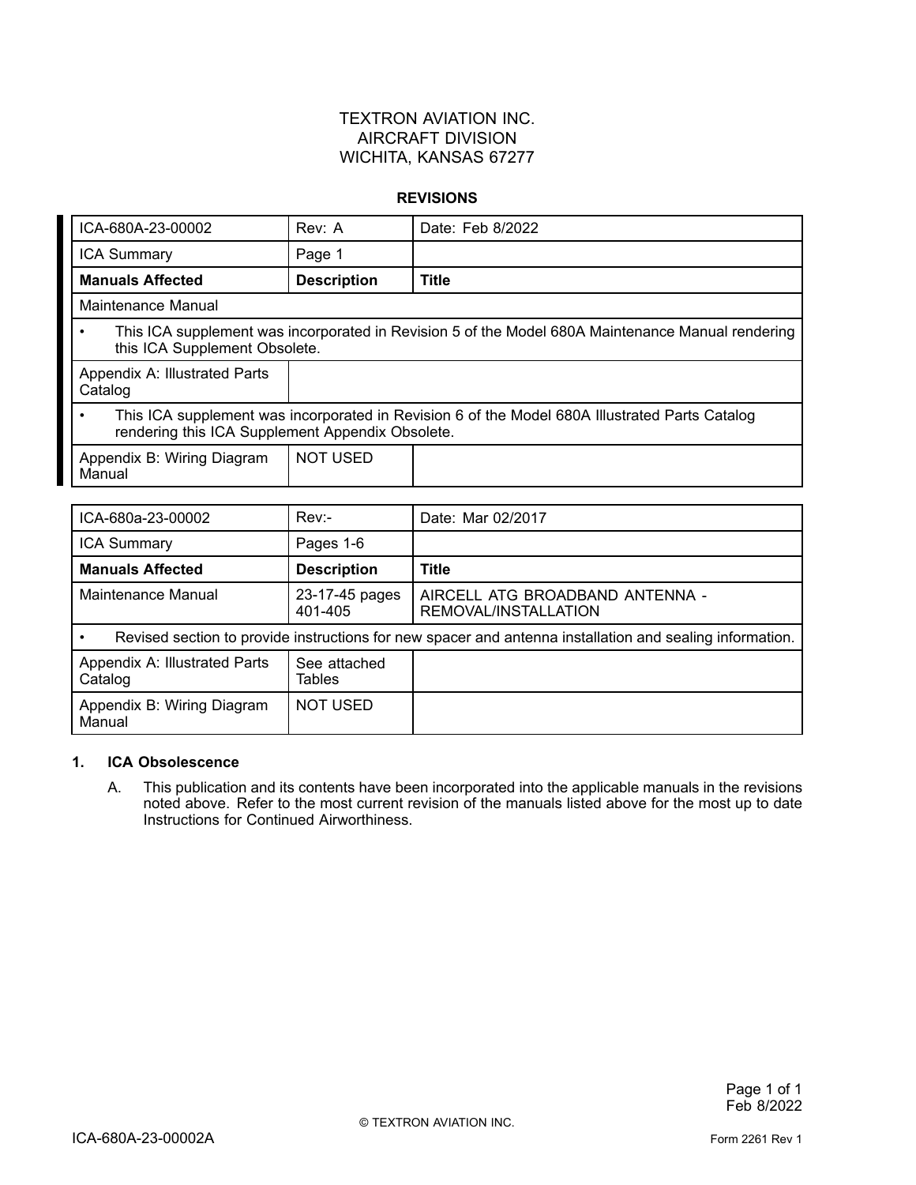TEXTRON AVIATION INC.
AIRCRAFT DIVISION
WICHITA, KANSAS 67277

**REVISIONS**

| ICA-680A-23-00002 | Rev: A | Date: Feb 8/2022 |
|---|---|---|
| ICA Summary | Page 1 | |
| **Manuals Affected** | **Description** | **Title** |
| Maintenance Manual | | |
| • This ICA supplement was incorporated in Revision 5 of the Model 680A Maintenance Manual rendering this ICA Supplement Obsolete. | | |
| Appendix A: Illustrated Parts Catalog | | |
| • This ICA supplement was incorporated in Revision 6 of the Model 680A Illustrated Parts Catalog rendering this ICA Supplement Appendix Obsolete. | | |
| Appendix B: Wiring Diagram Manual | NOT USED | |

| ICA-680a-23-00002 | Rev:- | Date: Mar 02/2017 |
|---|---|---|
| ICA Summary | Pages 1-6 | |
| **Manuals Affected** | **Description** | **Title** |
| Maintenance Manual | 23-17-45 pages 401-405 | AIRCELL ATG BROADBAND ANTENNA - REMOVAL/INSTALLATION |
| • Revised section to provide instructions for new spacer and antenna installation and sealing information. | | |
| Appendix A: Illustrated Parts Catalog | See attached Tables | |
| Appendix B: Wiring Diagram Manual | NOT USED | |

**1. ICA Obsolescence**

A. This publication and its contents have been incorporated into the applicable manuals in the revisions noted above. Refer to the most current revision of the manuals listed above for the most up to date Instructions for Continued Airworthiness.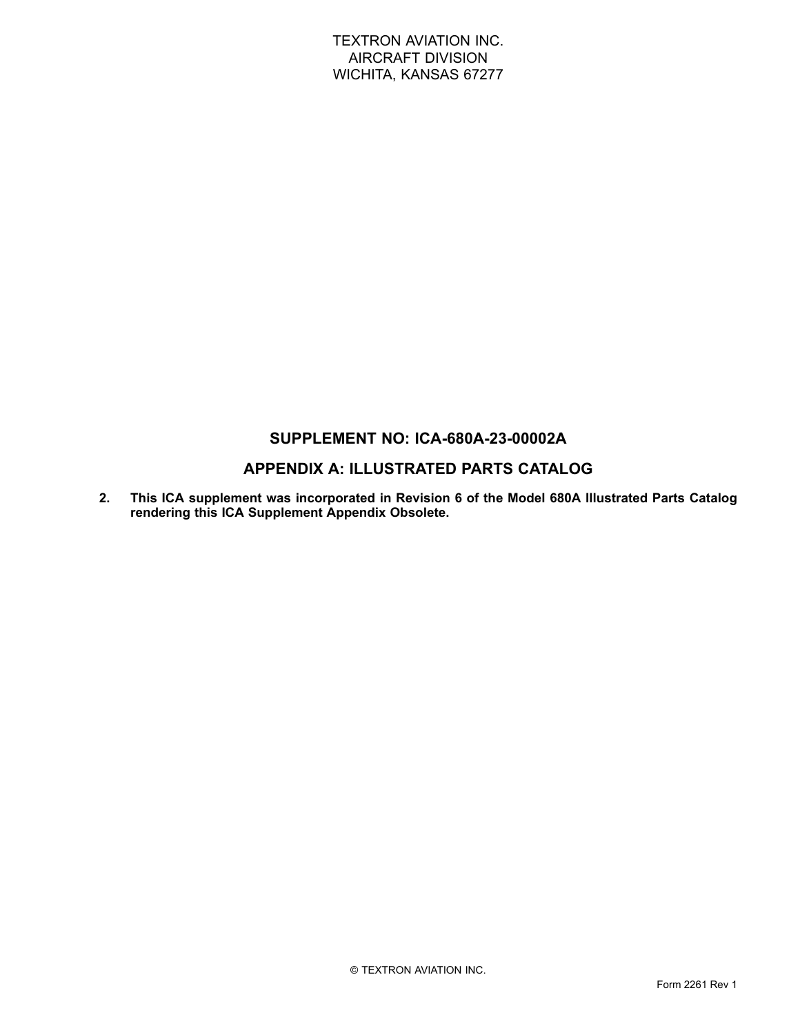TEXTRON AVIATION INC.
AIRCRAFT DIVISION
WICHITA, KANSAS 67277

## SUPPLEMENT NO: ICA-680A-23-00002A

## APPENDIX A: ILLUSTRATED PARTS CATALOG

**2. This ICA supplement was incorporated in Revision 6 of the Model 680A Illustrated Parts Catalog rendering this ICA Supplement Appendix Obsolete.**

© TEXTRON AVIATION INC.

Form 2261 Rev 1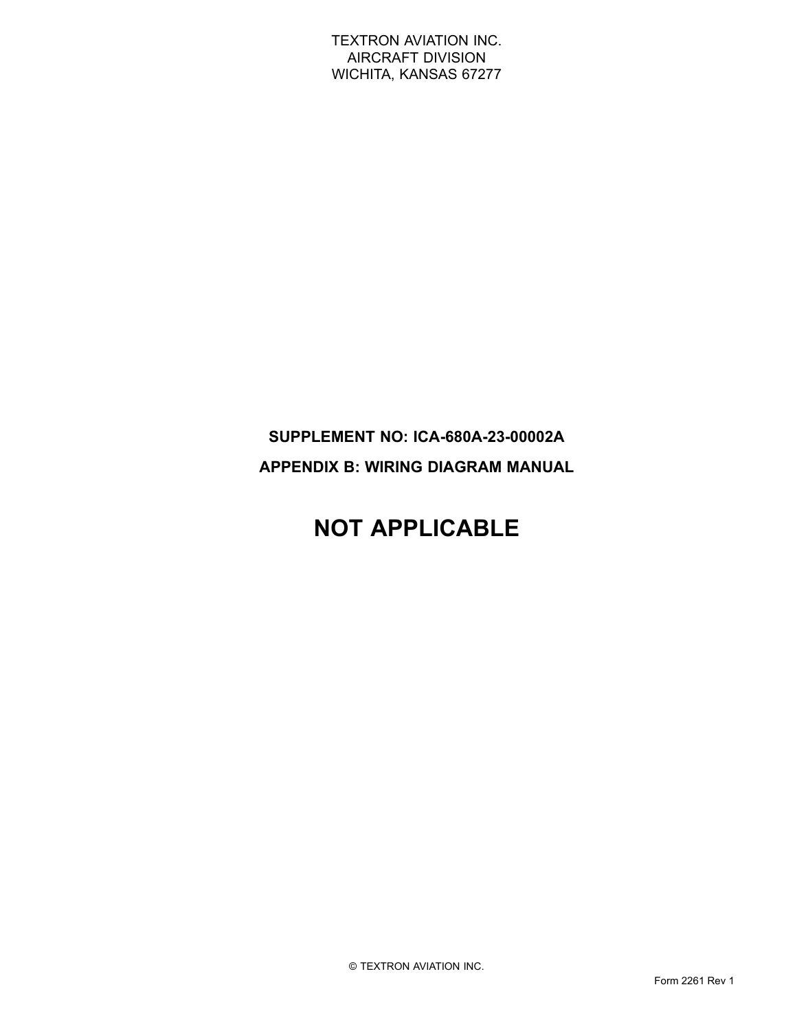TEXTRON AVIATION INC.
AIRCRAFT DIVISION
WICHITA, KANSAS 67277

**SUPPLEMENT NO: ICA-680A-23-00002A**

**APPENDIX B: WIRING DIAGRAM MANUAL**

# NOT APPLICABLE

© TEXTRON AVIATION INC.

Form 2261 Rev 1